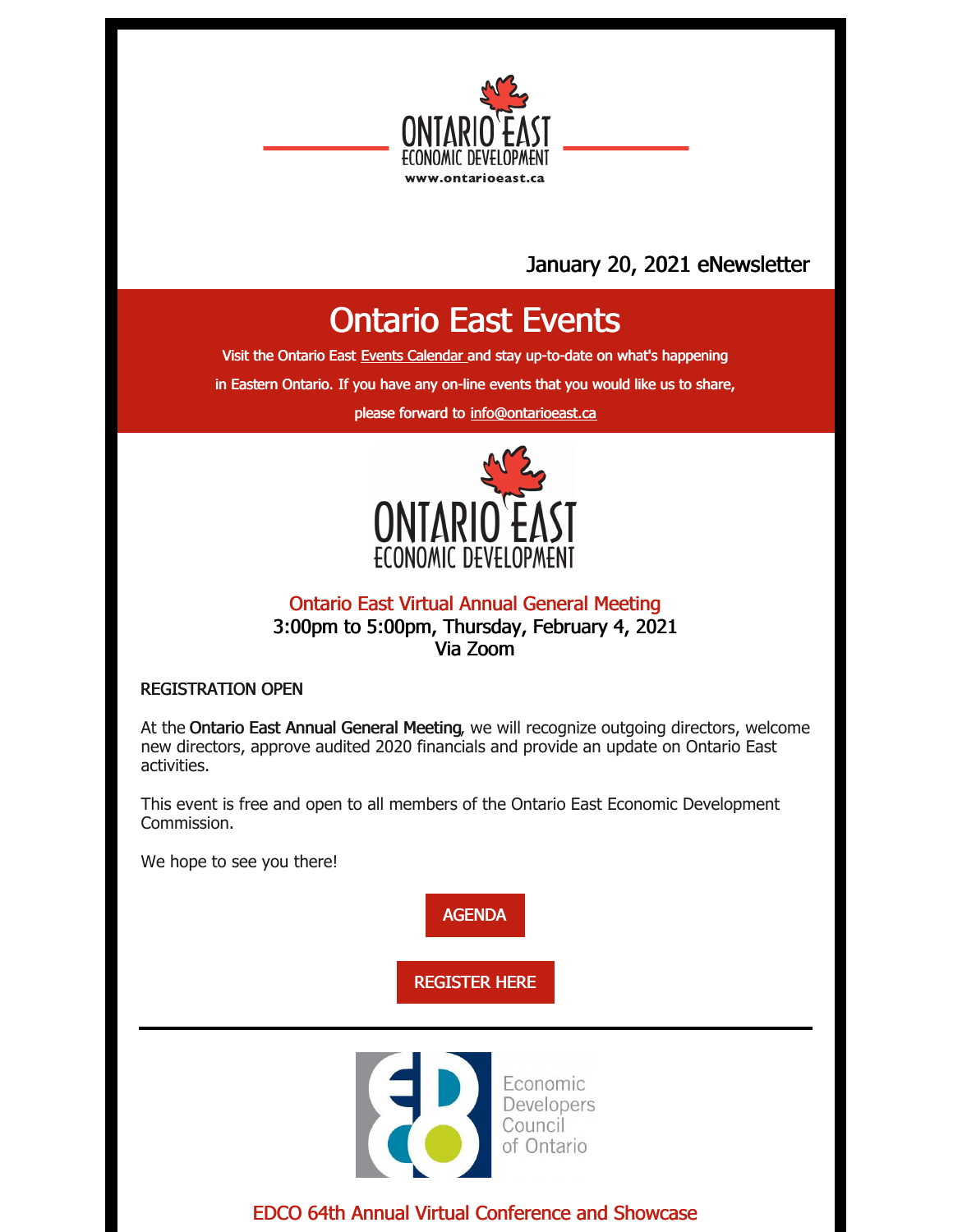ONTARIO EAST
ECONOMIC DEVELOPMENT
www.ontarioeast.ca

January 20, 2021 eNewsletter

# Ontario East Events

Visit the Ontario East Events Calendar and stay up-to-date on what's happening in Eastern Ontario. If you have any on-line events that you would like us to share, please forward to info@ontarioeast.ca

ONTARIO EAST
ECONOMIC DEVELOPMENT

## Ontario East Virtual Annual General Meeting

3:00pm to 5:00pm, Thursday, February 4, 2021
Via Zoom

REGISTRATION OPEN

At the **Ontario East Annual General Meeting**, we will recognize outgoing directors, welcome new directors, approve audited 2020 financials and provide an update on Ontario East activities.

This event is free and open to all members of the Ontario East Economic Development Commission.

We hope to see you there!

AGENDA

REGISTER HERE

---

Economic Developers Council of Ontario

## EDCO 64th Annual Virtual Conference and Showcase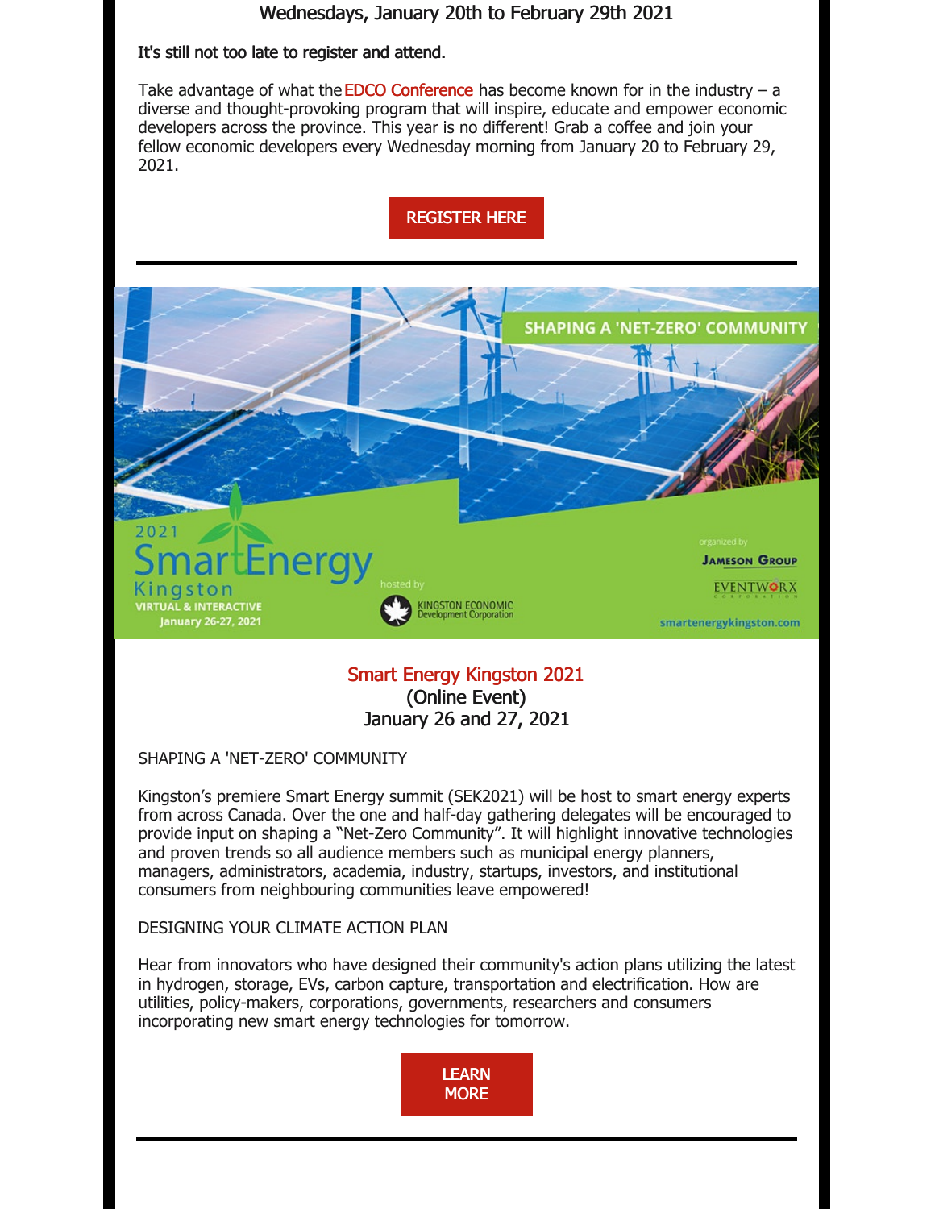Wednesdays, January 20th to February 29th 2021

It's still not too late to register and attend.

Take advantage of what the EDCO Conference has become known for in the industry – a diverse and thought-provoking program that will inspire, educate and empower economic developers across the province. This year is no different! Grab a coffee and join your fellow economic developers every Wednesday morning from January 20 to February 29, 2021.

REGISTER HERE

---

SHAPING A 'NET-ZERO' COMMUNITY

2021 SmartEnergy Kingston
VIRTUAL & INTERACTIVE
January 26-27, 2021

hosted by KINGSTON ECONOMIC Development Corporation

organized by JAMESON GROUP, EVENTWORX CORPORATION

smartenergykingston.com

## Smart Energy Kingston 2021
(Online Event)
January 26 and 27, 2021

SHAPING A 'NET-ZERO' COMMUNITY

Kingston's premiere Smart Energy summit (SEK2021) will be host to smart energy experts from across Canada. Over the one and half-day gathering delegates will be encouraged to provide input on shaping a "Net-Zero Community". It will highlight innovative technologies and proven trends so all audience members such as municipal energy planners, managers, administrators, academia, industry, startups, investors, and institutional consumers from neighbouring communities leave empowered!

DESIGNING YOUR CLIMATE ACTION PLAN

Hear from innovators who have designed their community's action plans utilizing the latest in hydrogen, storage, EVs, carbon capture, transportation and electrification. How are utilities, policy-makers, corporations, governments, researchers and consumers incorporating new smart energy technologies for tomorrow.

LEARN MORE

---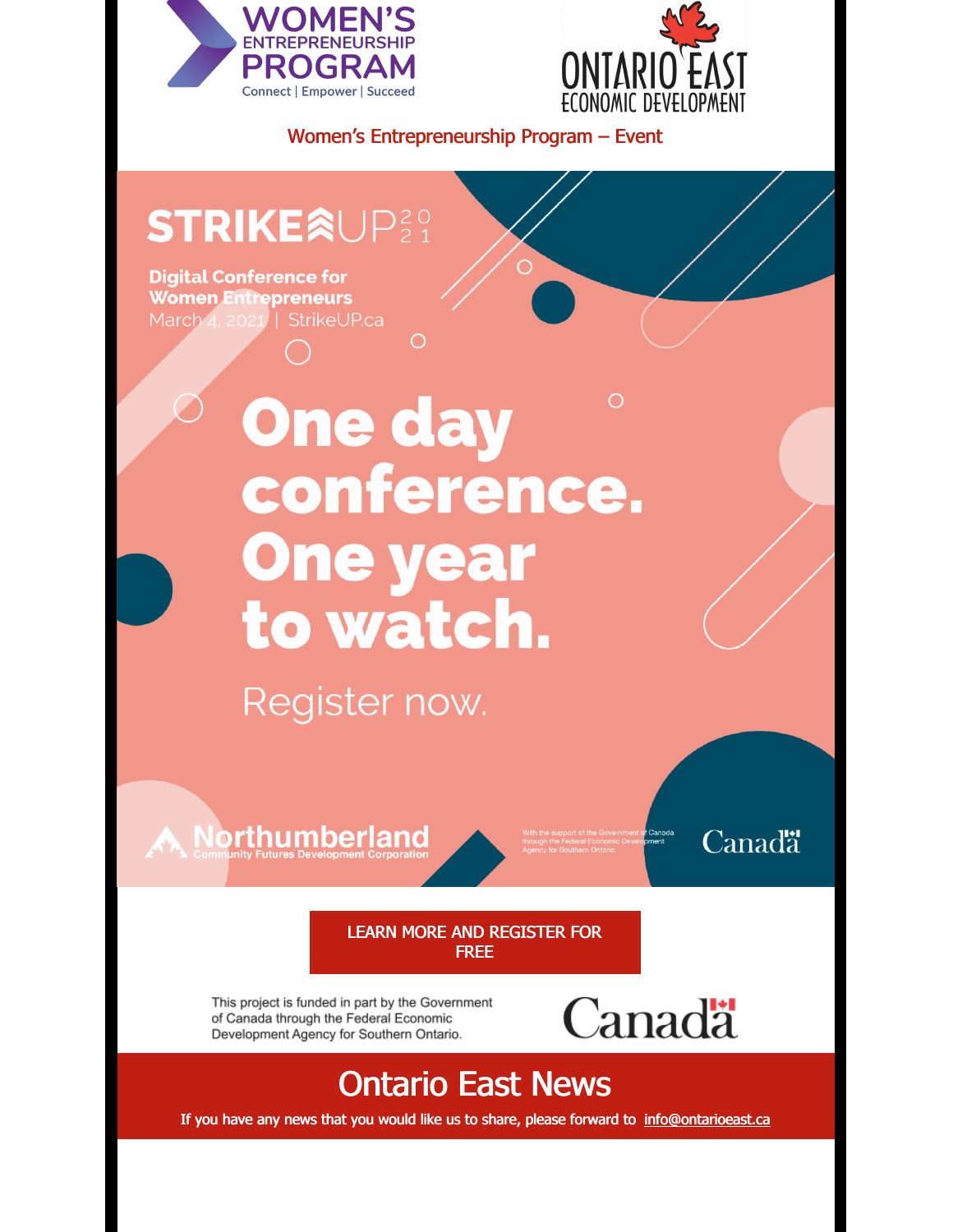WOMEN'S ENTREPRENEURSHIP PROGRAM

Connect | Empower | Succeed

ONTARIO EAST ECONOMIC DEVELOPMENT

Women's Entrepreneurship Program – Event

STRIKE UP 2021

**Digital Conference for Women Entrepreneurs**

March 4, 2021 | StrikeUP.ca

# One day conference. One year to watch.

Register now.

Northumberland Community Futures Development Corporation

With the support of the Government of Canada through the Federal Economic Development Agency for Southern Ontario.

Canada

LEARN MORE AND REGISTER FOR FREE

This project is funded in part by the Government of Canada through the Federal Economic Development Agency for Southern Ontario.

Canada

## Ontario East News

If you have any news that you would like us to share, please forward to info@ontarioeast.ca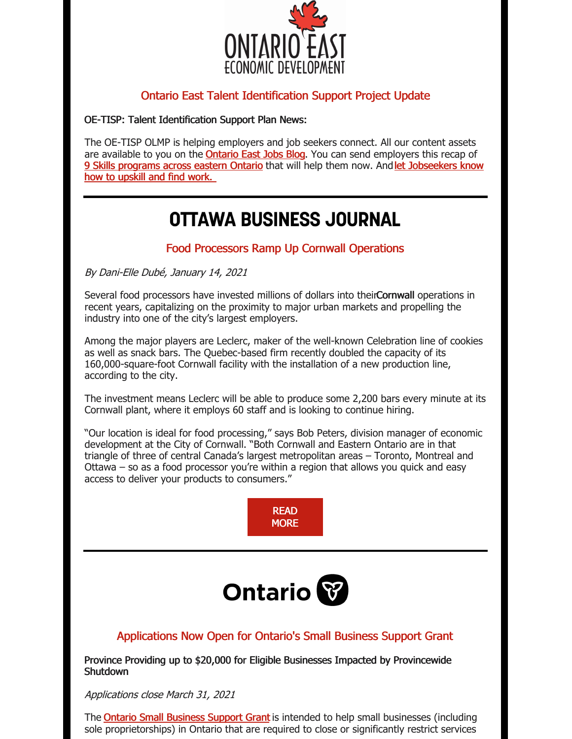ONTARIO EAST
ECONOMIC DEVELOPMENT

## Ontario East Talent Identification Support Project Update

OE-TISP: Talent Identification Support Plan News:

The OE-TISP OLMP is helping employers and job seekers connect. All our content assets are available to you on the [Ontario East Jobs Blog](). You can send employers this recap of [9 Skills programs across eastern Ontario]() that will help them now. And [let Jobseekers know how to upskill and find work.]()

---

# OTTAWA BUSINESS JOURNAL

## Food Processors Ramp Up Cornwall Operations

*By Dani-Elle Dubé, January 14, 2021*

Several food processors have invested millions of dollars into their **Cornwall** operations in recent years, capitalizing on the proximity to major urban markets and propelling the industry into one of the city's largest employers.

Among the major players are Leclerc, maker of the well-known Celebration line of cookies as well as snack bars. The Quebec-based firm recently doubled the capacity of its 160,000-square-foot Cornwall facility with the installation of a new production line, according to the city.

The investment means Leclerc will be able to produce some 2,200 bars every minute at its Cornwall plant, where it employs 60 staff and is looking to continue hiring.

"Our location is ideal for food processing," says Bob Peters, division manager of economic development at the City of Cornwall. "Both Cornwall and Eastern Ontario are in that triangle of three of central Canada's largest metropolitan areas – Toronto, Montreal and Ottawa – so as a food processor you're within a region that allows you quick and easy access to deliver your products to consumers."

READ MORE

---

Ontario

## Applications Now Open for Ontario's Small Business Support Grant

**Province Providing up to $20,000 for Eligible Businesses Impacted by Provincewide Shutdown**

*Applications close March 31, 2021*

The [Ontario Small Business Support Grant]() is intended to help small businesses (including sole proprietorships) in Ontario that are required to close or significantly restrict services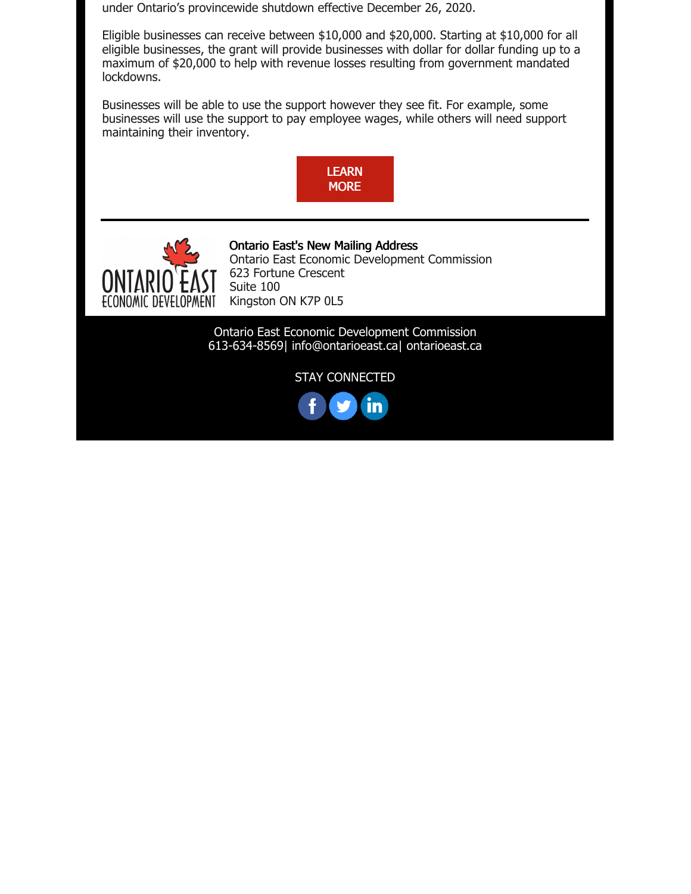under Ontario's provincewide shutdown effective December 26, 2020.

Eligible businesses can receive between $10,000 and $20,000. Starting at $10,000 for all eligible businesses, the grant will provide businesses with dollar for dollar funding up to a maximum of $20,000 to help with revenue losses resulting from government mandated lockdowns.

Businesses will be able to use the support however they see fit. For example, some businesses will use the support to pay employee wages, while others will need support maintaining their inventory.

LEARN MORE

---

ONTARIO EAST
ECONOMIC DEVELOPMENT

**Ontario East's New Mailing Address**
Ontario East Economic Development Commission
623 Fortune Crescent
Suite 100
Kingston ON K7P 0L5

Ontario East Economic Development Commission
613-634-8569| info@ontarioeast.ca| ontarioeast.ca

STAY CONNECTED